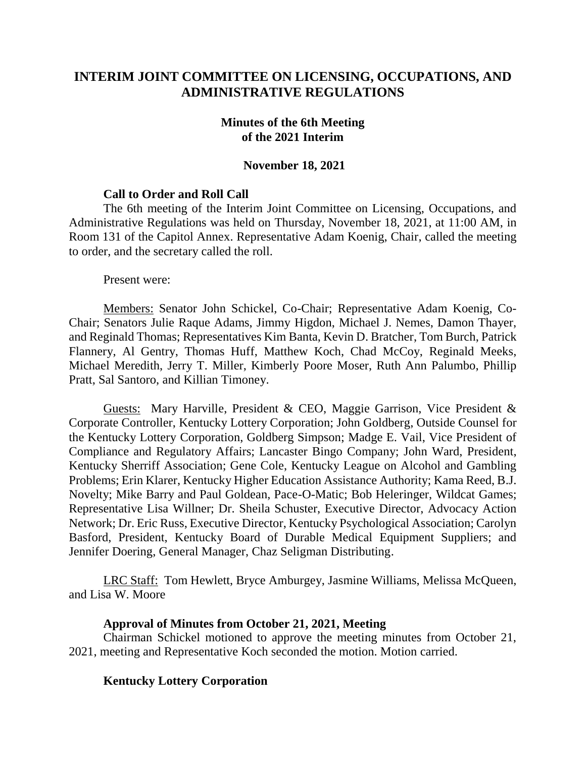# INTERIM JOINT COMMITTEE ON LICENSING, OCCUPATIONS, AND ADMINISTRATIVE REGULATIONS

**Minutes of the 6th Meeting of the 2021 Interim**

**November 18, 2021**

### Call to Order and Roll Call

The 6th meeting of the Interim Joint Committee on Licensing, Occupations, and Administrative Regulations was held on Thursday, November 18, 2021, at 11:00 AM, in Room 131 of the Capitol Annex. Representative Adam Koenig, Chair, called the meeting to order, and the secretary called the roll.

Present were:

Members: Senator John Schickel, Co-Chair; Representative Adam Koenig, Co-Chair; Senators Julie Raque Adams, Jimmy Higdon, Michael J. Nemes, Damon Thayer, and Reginald Thomas; Representatives Kim Banta, Kevin D. Bratcher, Tom Burch, Patrick Flannery, Al Gentry, Thomas Huff, Matthew Koch, Chad McCoy, Reginald Meeks, Michael Meredith, Jerry T. Miller, Kimberly Poore Moser, Ruth Ann Palumbo, Phillip Pratt, Sal Santoro, and Killian Timoney.

Guests: Mary Harville, President & CEO, Maggie Garrison, Vice President & Corporate Controller, Kentucky Lottery Corporation; John Goldberg, Outside Counsel for the Kentucky Lottery Corporation, Goldberg Simpson; Madge E. Vail, Vice President of Compliance and Regulatory Affairs; Lancaster Bingo Company; John Ward, President, Kentucky Sherriff Association; Gene Cole, Kentucky League on Alcohol and Gambling Problems; Erin Klarer, Kentucky Higher Education Assistance Authority; Kama Reed, B.J. Novelty; Mike Barry and Paul Goldean, Pace-O-Matic; Bob Heleringer, Wildcat Games; Representative Lisa Willner; Dr. Sheila Schuster, Executive Director, Advocacy Action Network; Dr. Eric Russ, Executive Director, Kentucky Psychological Association; Carolyn Basford, President, Kentucky Board of Durable Medical Equipment Suppliers; and Jennifer Doering, General Manager, Chaz Seligman Distributing.

LRC Staff: Tom Hewlett, Bryce Amburgey, Jasmine Williams, Melissa McQueen, and Lisa W. Moore

### Approval of Minutes from October 21, 2021, Meeting

Chairman Schickel motioned to approve the meeting minutes from October 21, 2021, meeting and Representative Koch seconded the motion. Motion carried.

### Kentucky Lottery Corporation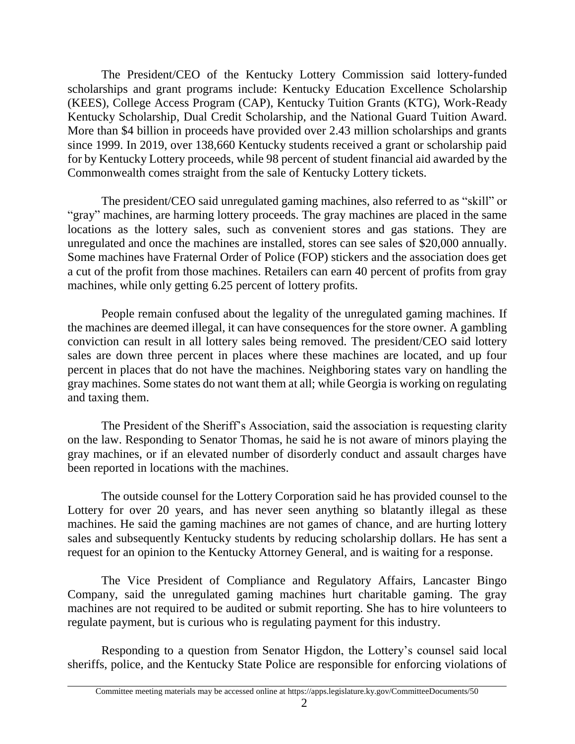The President/CEO of the Kentucky Lottery Commission said lottery-funded scholarships and grant programs include: Kentucky Education Excellence Scholarship (KEES), College Access Program (CAP), Kentucky Tuition Grants (KTG), Work-Ready Kentucky Scholarship, Dual Credit Scholarship, and the National Guard Tuition Award. More than $4 billion in proceeds have provided over 2.43 million scholarships and grants since 1999. In 2019, over 138,660 Kentucky students received a grant or scholarship paid for by Kentucky Lottery proceeds, while 98 percent of student financial aid awarded by the Commonwealth comes straight from the sale of Kentucky Lottery tickets.

The president/CEO said unregulated gaming machines, also referred to as "skill" or "gray" machines, are harming lottery proceeds. The gray machines are placed in the same locations as the lottery sales, such as convenient stores and gas stations. They are unregulated and once the machines are installed, stores can see sales of $20,000 annually. Some machines have Fraternal Order of Police (FOP) stickers and the association does get a cut of the profit from those machines. Retailers can earn 40 percent of profits from gray machines, while only getting 6.25 percent of lottery profits.

People remain confused about the legality of the unregulated gaming machines. If the machines are deemed illegal, it can have consequences for the store owner. A gambling conviction can result in all lottery sales being removed. The president/CEO said lottery sales are down three percent in places where these machines are located, and up four percent in places that do not have the machines. Neighboring states vary on handling the gray machines. Some states do not want them at all; while Georgia is working on regulating and taxing them.

The President of the Sheriff's Association, said the association is requesting clarity on the law. Responding to Senator Thomas, he said he is not aware of minors playing the gray machines, or if an elevated number of disorderly conduct and assault charges have been reported in locations with the machines.

The outside counsel for the Lottery Corporation said he has provided counsel to the Lottery for over 20 years, and has never seen anything so blatantly illegal as these machines. He said the gaming machines are not games of chance, and are hurting lottery sales and subsequently Kentucky students by reducing scholarship dollars. He has sent a request for an opinion to the Kentucky Attorney General, and is waiting for a response.

The Vice President of Compliance and Regulatory Affairs, Lancaster Bingo Company, said the unregulated gaming machines hurt charitable gaming. The gray machines are not required to be audited or submit reporting. She has to hire volunteers to regulate payment, but is curious who is regulating payment for this industry.

Responding to a question from Senator Higdon, the Lottery's counsel said local sheriffs, police, and the Kentucky State Police are responsible for enforcing violations of

Committee meeting materials may be accessed online at https://apps.legislature.ky.gov/CommitteeDocuments/50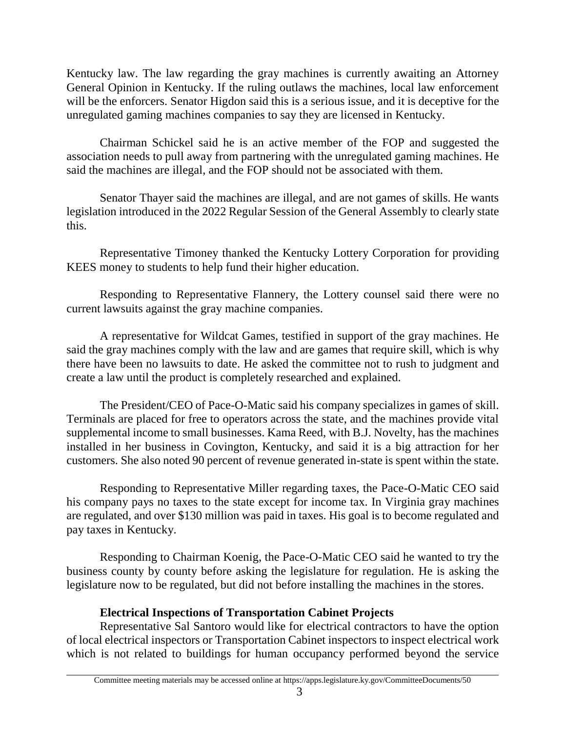Kentucky law. The law regarding the gray machines is currently awaiting an Attorney General Opinion in Kentucky. If the ruling outlaws the machines, local law enforcement will be the enforcers. Senator Higdon said this is a serious issue, and it is deceptive for the unregulated gaming machines companies to say they are licensed in Kentucky.

Chairman Schickel said he is an active member of the FOP and suggested the association needs to pull away from partnering with the unregulated gaming machines. He said the machines are illegal, and the FOP should not be associated with them.

Senator Thayer said the machines are illegal, and are not games of skills. He wants legislation introduced in the 2022 Regular Session of the General Assembly to clearly state this.

Representative Timoney thanked the Kentucky Lottery Corporation for providing KEES money to students to help fund their higher education.

Responding to Representative Flannery, the Lottery counsel said there were no current lawsuits against the gray machine companies.

A representative for Wildcat Games, testified in support of the gray machines. He said the gray machines comply with the law and are games that require skill, which is why there have been no lawsuits to date. He asked the committee not to rush to judgment and create a law until the product is completely researched and explained.

The President/CEO of Pace-O-Matic said his company specializes in games of skill. Terminals are placed for free to operators across the state, and the machines provide vital supplemental income to small businesses. Kama Reed, with B.J. Novelty, has the machines installed in her business in Covington, Kentucky, and said it is a big attraction for her customers. She also noted 90 percent of revenue generated in-state is spent within the state.

Responding to Representative Miller regarding taxes, the Pace-O-Matic CEO said his company pays no taxes to the state except for income tax. In Virginia gray machines are regulated, and over $130 million was paid in taxes. His goal is to become regulated and pay taxes in Kentucky.

Responding to Chairman Koenig, the Pace-O-Matic CEO said he wanted to try the business county by county before asking the legislature for regulation. He is asking the legislature now to be regulated, but did not before installing the machines in the stores.

**Electrical Inspections of Transportation Cabinet Projects**

Representative Sal Santoro would like for electrical contractors to have the option of local electrical inspectors or Transportation Cabinet inspectors to inspect electrical work which is not related to buildings for human occupancy performed beyond the service

Committee meeting materials may be accessed online at https://apps.legislature.ky.gov/CommitteeDocuments/50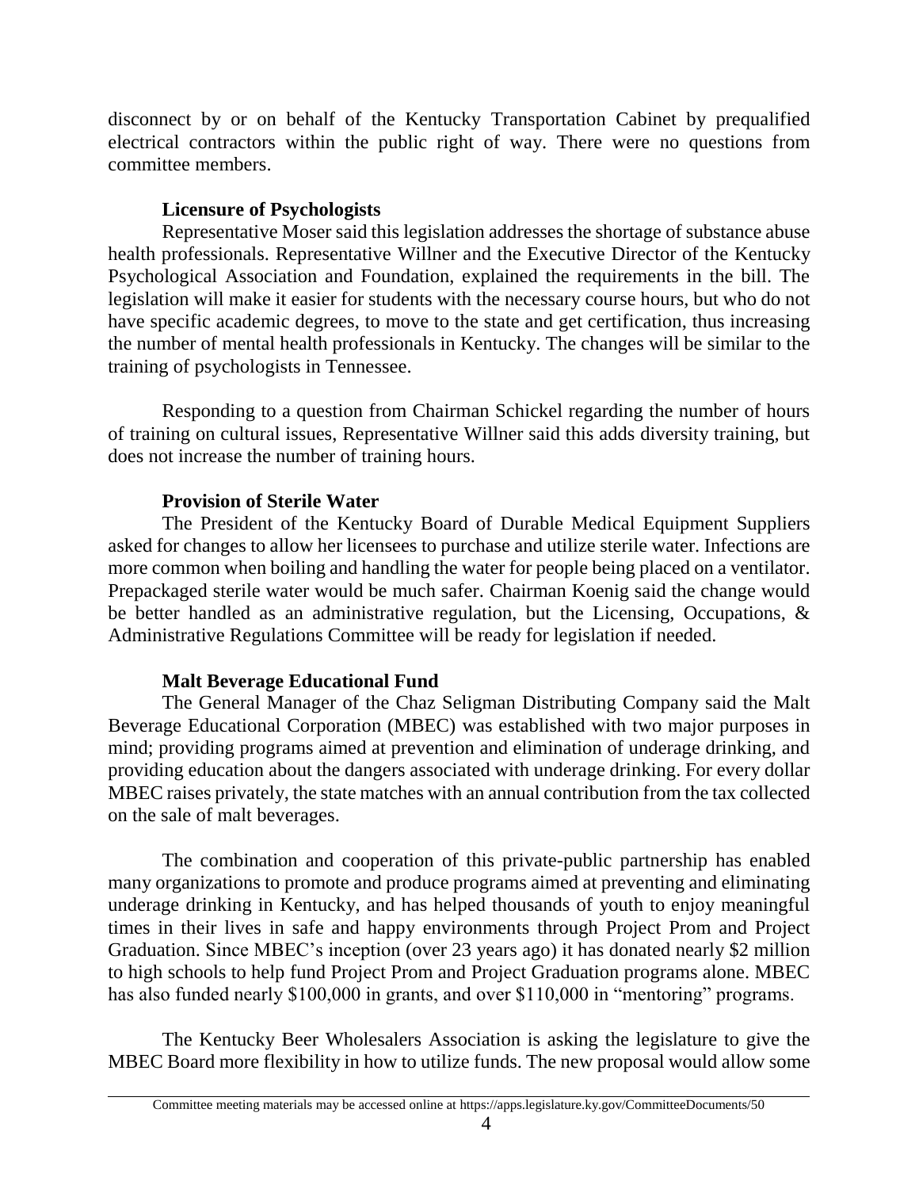disconnect by or on behalf of the Kentucky Transportation Cabinet by prequalified electrical contractors within the public right of way. There were no questions from committee members.

**Licensure of Psychologists**

Representative Moser said this legislation addresses the shortage of substance abuse health professionals. Representative Willner and the Executive Director of the Kentucky Psychological Association and Foundation, explained the requirements in the bill. The legislation will make it easier for students with the necessary course hours, but who do not have specific academic degrees, to move to the state and get certification, thus increasing the number of mental health professionals in Kentucky. The changes will be similar to the training of psychologists in Tennessee.

Responding to a question from Chairman Schickel regarding the number of hours of training on cultural issues, Representative Willner said this adds diversity training, but does not increase the number of training hours.

**Provision of Sterile Water**

The President of the Kentucky Board of Durable Medical Equipment Suppliers asked for changes to allow her licensees to purchase and utilize sterile water. Infections are more common when boiling and handling the water for people being placed on a ventilator. Prepackaged sterile water would be much safer. Chairman Koenig said the change would be better handled as an administrative regulation, but the Licensing, Occupations, & Administrative Regulations Committee will be ready for legislation if needed.

**Malt Beverage Educational Fund**

The General Manager of the Chaz Seligman Distributing Company said the Malt Beverage Educational Corporation (MBEC) was established with two major purposes in mind; providing programs aimed at prevention and elimination of underage drinking, and providing education about the dangers associated with underage drinking. For every dollar MBEC raises privately, the state matches with an annual contribution from the tax collected on the sale of malt beverages.

The combination and cooperation of this private-public partnership has enabled many organizations to promote and produce programs aimed at preventing and eliminating underage drinking in Kentucky, and has helped thousands of youth to enjoy meaningful times in their lives in safe and happy environments through Project Prom and Project Graduation. Since MBEC's inception (over 23 years ago) it has donated nearly $2 million to high schools to help fund Project Prom and Project Graduation programs alone. MBEC has also funded nearly $100,000 in grants, and over $110,000 in "mentoring" programs.

The Kentucky Beer Wholesalers Association is asking the legislature to give the MBEC Board more flexibility in how to utilize funds. The new proposal would allow some

Committee meeting materials may be accessed online at https://apps.legislature.ky.gov/CommitteeDocuments/50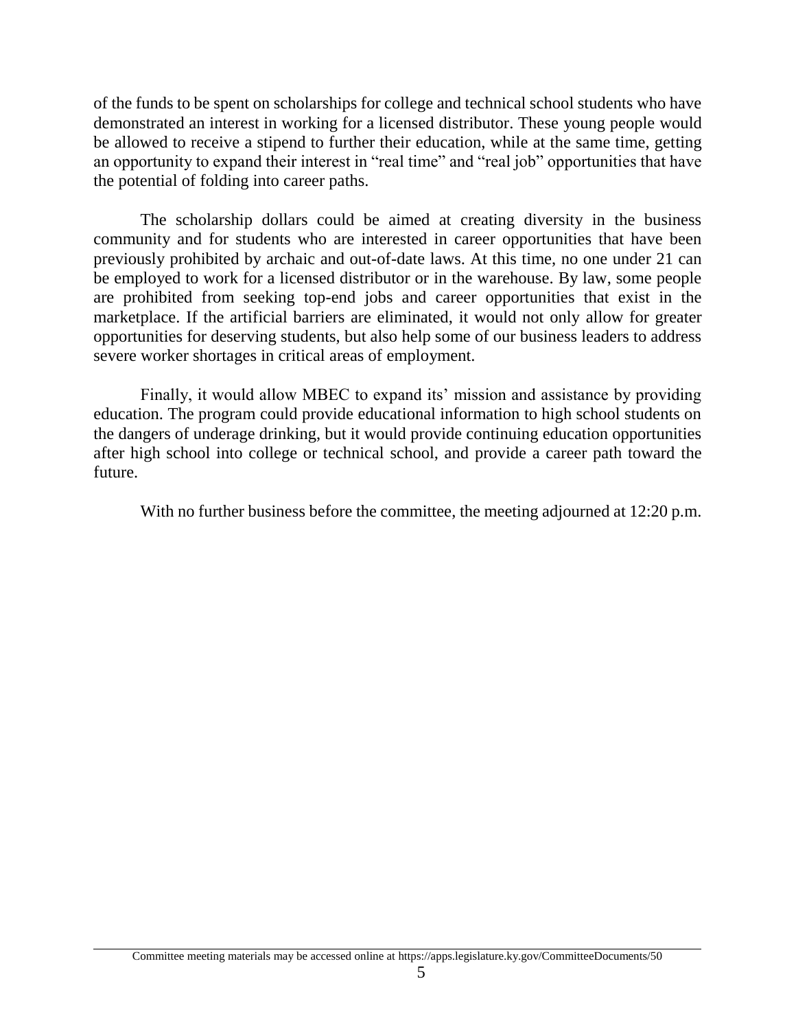of the funds to be spent on scholarships for college and technical school students who have demonstrated an interest in working for a licensed distributor. These young people would be allowed to receive a stipend to further their education, while at the same time, getting an opportunity to expand their interest in "real time" and "real job" opportunities that have the potential of folding into career paths.

The scholarship dollars could be aimed at creating diversity in the business community and for students who are interested in career opportunities that have been previously prohibited by archaic and out-of-date laws. At this time, no one under 21 can be employed to work for a licensed distributor or in the warehouse. By law, some people are prohibited from seeking top-end jobs and career opportunities that exist in the marketplace. If the artificial barriers are eliminated, it would not only allow for greater opportunities for deserving students, but also help some of our business leaders to address severe worker shortages in critical areas of employment.

Finally, it would allow MBEC to expand its' mission and assistance by providing education. The program could provide educational information to high school students on the dangers of underage drinking, but it would provide continuing education opportunities after high school into college or technical school, and provide a career path toward the future.

With no further business before the committee, the meeting adjourned at 12:20 p.m.

Committee meeting materials may be accessed online at https://apps.legislature.ky.gov/CommitteeDocuments/50